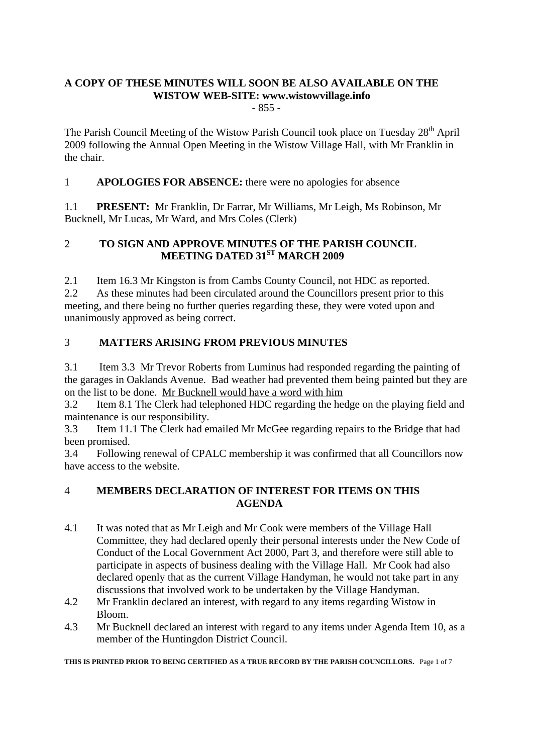**A COPY OF THESE MINUTES WILL SOON BE ALSO AVAILABLE ON THE WISTOW WEB-SITE: www.wistowvillage.info**

- 855 -

The Parish Council Meeting of the Wistow Parish Council took place on Tuesday 28th April 2009 following the Annual Open Meeting in the Wistow Village Hall, with Mr Franklin in the chair.

1 **APOLOGIES FOR ABSENCE:** there were no apologies for absence

1.1 **PRESENT:** Mr Franklin, Dr Farrar, Mr Williams, Mr Leigh, Ms Robinson, Mr Bucknell, Mr Lucas, Mr Ward, and Mrs Coles (Clerk)

## 2 TO SIGN AND APPROVE MINUTES OF THE PARISH COUNCIL MEETING DATED 31ST MARCH 2009

2.1 Item 16.3 Mr Kingston is from Cambs County Council, not HDC as reported.

2.2 As these minutes had been circulated around the Councillors present prior to this meeting, and there being no further queries regarding these, they were voted upon and unanimously approved as being correct.

## 3 MATTERS ARISING FROM PREVIOUS MINUTES

3.1 Item 3.3 Mr Trevor Roberts from Luminus had responded regarding the painting of the garages in Oaklands Avenue. Bad weather had prevented them being painted but they are on the list to be done. Mr Bucknell would have a word with him

3.2 Item 8.1 The Clerk had telephoned HDC regarding the hedge on the playing field and maintenance is our responsibility.

3.3 Item 11.1 The Clerk had emailed Mr McGee regarding repairs to the Bridge that had been promised.

3.4 Following renewal of CPALC membership it was confirmed that all Councillors now have access to the website.

## 4 MEMBERS DECLARATION OF INTEREST FOR ITEMS ON THIS AGENDA

4.1 It was noted that as Mr Leigh and Mr Cook were members of the Village Hall Committee, they had declared openly their personal interests under the New Code of Conduct of the Local Government Act 2000, Part 3, and therefore were still able to participate in aspects of business dealing with the Village Hall. Mr Cook had also declared openly that as the current Village Handyman, he would not take part in any discussions that involved work to be undertaken by the Village Handyman.

4.2 Mr Franklin declared an interest, with regard to any items regarding Wistow in Bloom.

4.3 Mr Bucknell declared an interest with regard to any items under Agenda Item 10, as a member of the Huntingdon District Council.

**THIS IS PRINTED PRIOR TO BEING CERTIFIED AS A TRUE RECORD BY THE PARISH COUNCILLORS.**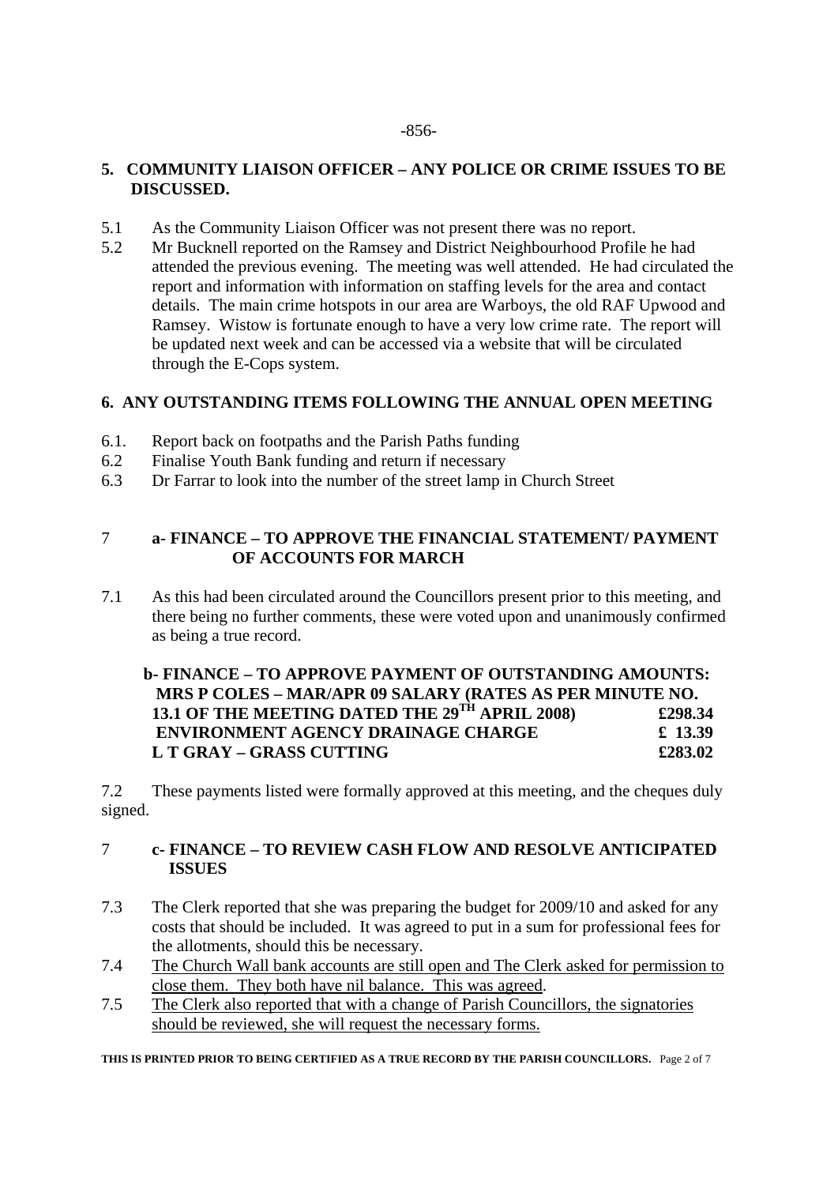-856-

## 5. COMMUNITY LIAISON OFFICER – ANY POLICE OR CRIME ISSUES TO BE DISCUSSED.

5.1 As the Community Liaison Officer was not present there was no report.

5.2 Mr Bucknell reported on the Ramsey and District Neighbourhood Profile he had attended the previous evening. The meeting was well attended. He had circulated the report and information with information on staffing levels for the area and contact details. The main crime hotspots in our area are Warboys, the old RAF Upwood and Ramsey. Wistow is fortunate enough to have a very low crime rate. The report will be updated next week and can be accessed via a website that will be circulated through the E-Cops system.

## 6. ANY OUTSTANDING ITEMS FOLLOWING THE ANNUAL OPEN MEETING

6.1. Report back on footpaths and the Parish Paths funding

6.2 Finalise Youth Bank funding and return if necessary

6.3 Dr Farrar to look into the number of the street lamp in Church Street

## 7 a- FINANCE – TO APPROVE THE FINANCIAL STATEMENT/ PAYMENT OF ACCOUNTS FOR MARCH

7.1 As this had been circulated around the Councillors present prior to this meeting, and there being no further comments, these were voted upon and unanimously confirmed as being a true record.

**b- FINANCE – TO APPROVE PAYMENT OF OUTSTANDING AMOUNTS:**

| | |
|---|---|
| **MRS P COLES – MAR/APR 09 SALARY (RATES AS PER MINUTE NO. 13.1 OF THE MEETING DATED THE 29TH APRIL 2008)** | **£298.34** |
| **ENVIRONMENT AGENCY DRAINAGE CHARGE** | **£ 13.39** |
| **L T GRAY – GRASS CUTTING** | **£283.02** |

7.2 These payments listed were formally approved at this meeting, and the cheques duly signed.

## 7 c- FINANCE – TO REVIEW CASH FLOW AND RESOLVE ANTICIPATED ISSUES

7.3 The Clerk reported that she was preparing the budget for 2009/10 and asked for any costs that should be included. It was agreed to put in a sum for professional fees for the allotments, should this be necessary.

7.4 <u>The Church Wall bank accounts are still open and The Clerk asked for permission to close them. They both have nil balance. This was agreed</u>.

7.5 <u>The Clerk also reported that with a change of Parish Councillors, the signatories should be reviewed, she will request the necessary forms.</u>

**THIS IS PRINTED PRIOR TO BEING CERTIFIED AS A TRUE RECORD BY THE PARISH COUNCILLORS.**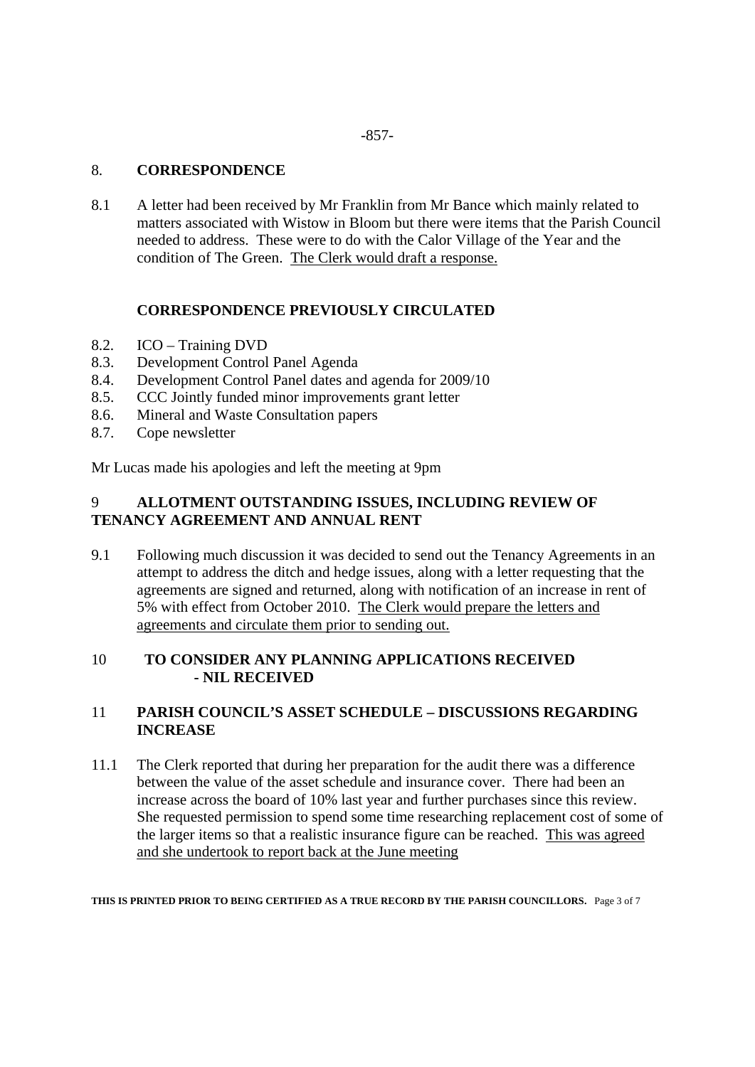8. **CORRESPONDENCE**

8.1 A letter had been received by Mr Franklin from Mr Bance which mainly related to matters associated with Wistow in Bloom but there were items that the Parish Council needed to address. These were to do with the Calor Village of the Year and the condition of The Green. The Clerk would draft a response.

**CORRESPONDENCE PREVIOUSLY CIRCULATED**

8.2. ICO – Training DVD
8.3. Development Control Panel Agenda
8.4. Development Control Panel dates and agenda for 2009/10
8.5. CCC Jointly funded minor improvements grant letter
8.6. Mineral and Waste Consultation papers
8.7. Cope newsletter

Mr Lucas made his apologies and left the meeting at 9pm

9 **ALLOTMENT OUTSTANDING ISSUES, INCLUDING REVIEW OF TENANCY AGREEMENT AND ANNUAL RENT**

9.1 Following much discussion it was decided to send out the Tenancy Agreements in an attempt to address the ditch and hedge issues, along with a letter requesting that the agreements are signed and returned, along with notification of an increase in rent of 5% with effect from October 2010. The Clerk would prepare the letters and agreements and circulate them prior to sending out.

10 **TO CONSIDER ANY PLANNING APPLICATIONS RECEIVED - NIL RECEIVED**

11 **PARISH COUNCIL'S ASSET SCHEDULE – DISCUSSIONS REGARDING INCREASE**

11.1 The Clerk reported that during her preparation for the audit there was a difference between the value of the asset schedule and insurance cover. There had been an increase across the board of 10% last year and further purchases since this review. She requested permission to spend some time researching replacement cost of some of the larger items so that a realistic insurance figure can be reached. This was agreed and she undertook to report back at the June meeting

**THIS IS PRINTED PRIOR TO BEING CERTIFIED AS A TRUE RECORD BY THE PARISH COUNCILLORS.**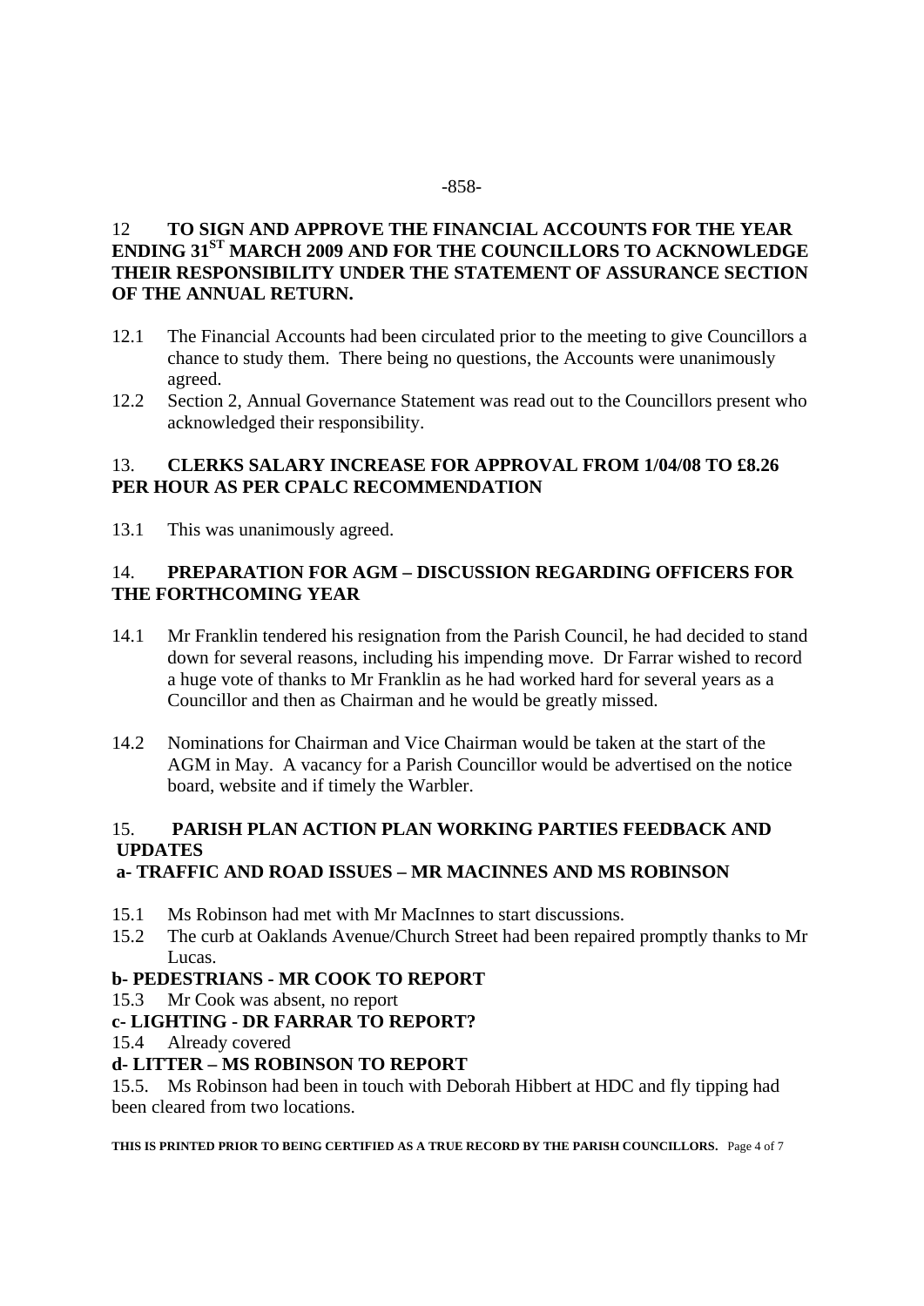## 12 TO SIGN AND APPROVE THE FINANCIAL ACCOUNTS FOR THE YEAR ENDING 31ST MARCH 2009 AND FOR THE COUNCILLORS TO ACKNOWLEDGE THEIR RESPONSIBILITY UNDER THE STATEMENT OF ASSURANCE SECTION OF THE ANNUAL RETURN.

12.1 The Financial Accounts had been circulated prior to the meeting to give Councillors a chance to study them. There being no questions, the Accounts were unanimously agreed.

12.2 Section 2, Annual Governance Statement was read out to the Councillors present who acknowledged their responsibility.

## 13. CLERKS SALARY INCREASE FOR APPROVAL FROM 1/04/08 TO £8.26 PER HOUR AS PER CPALC RECOMMENDATION

13.1 This was unanimously agreed.

## 14. PREPARATION FOR AGM – DISCUSSION REGARDING OFFICERS FOR THE FORTHCOMING YEAR

14.1 Mr Franklin tendered his resignation from the Parish Council, he had decided to stand down for several reasons, including his impending move. Dr Farrar wished to record a huge vote of thanks to Mr Franklin as he had worked hard for several years as a Councillor and then as Chairman and he would be greatly missed.

14.2 Nominations for Chairman and Vice Chairman would be taken at the start of the AGM in May. A vacancy for a Parish Councillor would be advertised on the notice board, website and if timely the Warbler.

## 15. PARISH PLAN ACTION PLAN WORKING PARTIES FEEDBACK AND UPDATES

### a- TRAFFIC AND ROAD ISSUES – MR MACINNES AND MS ROBINSON

15.1 Ms Robinson had met with Mr MacInnes to start discussions.

15.2 The curb at Oaklands Avenue/Church Street had been repaired promptly thanks to Mr Lucas.

### b- PEDESTRIANS - MR COOK TO REPORT

15.3 Mr Cook was absent, no report

### c- LIGHTING - DR FARRAR TO REPORT?

15.4 Already covered

### d- LITTER – MS ROBINSON TO REPORT

15.5. Ms Robinson had been in touch with Deborah Hibbert at HDC and fly tipping had been cleared from two locations.

**THIS IS PRINTED PRIOR TO BEING CERTIFIED AS A TRUE RECORD BY THE PARISH COUNCILLORS.**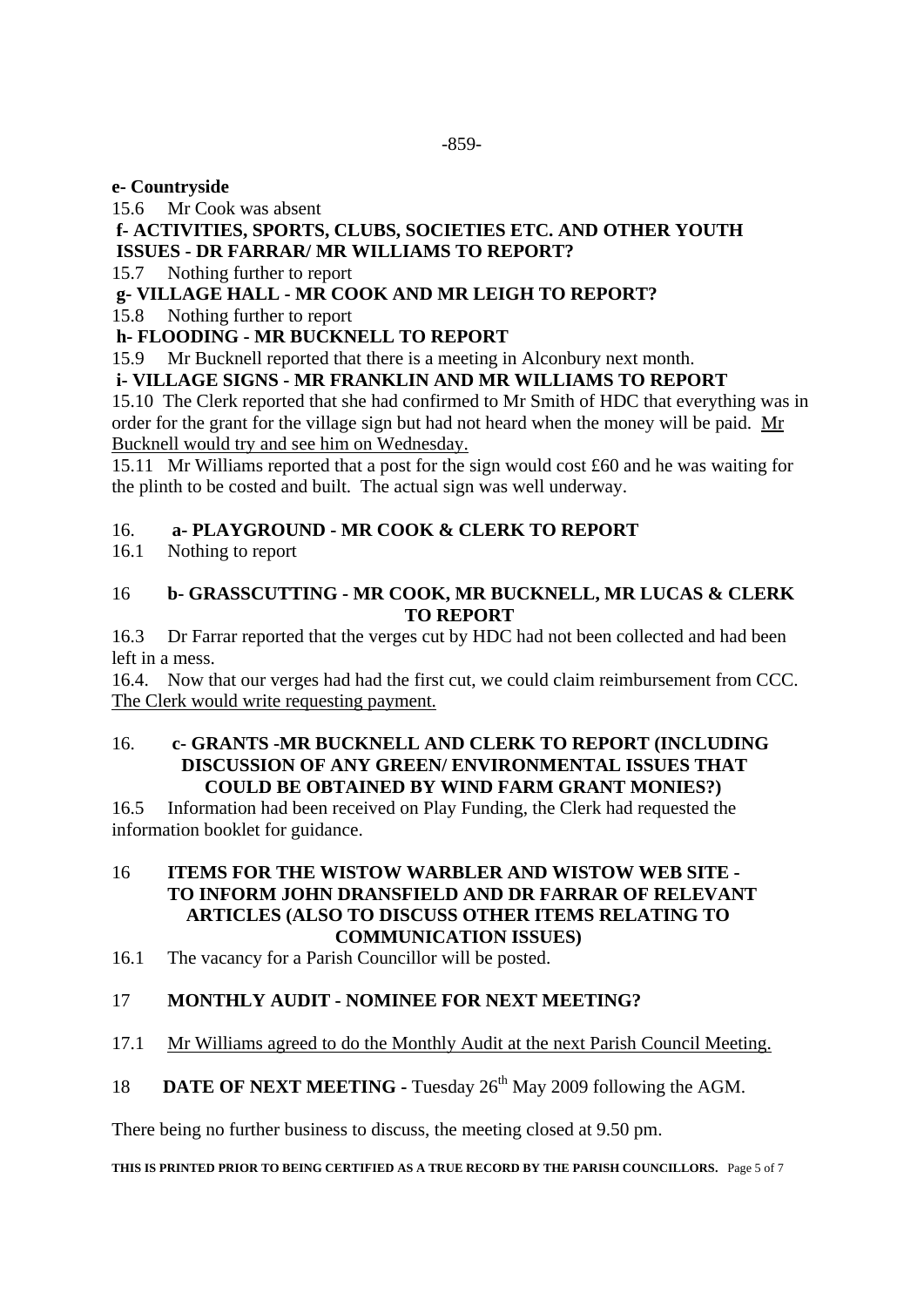**e- Countryside**

15.6 Mr Cook was absent

**f- ACTIVITIES, SPORTS, CLUBS, SOCIETIES ETC. AND OTHER YOUTH ISSUES - DR FARRAR/ MR WILLIAMS TO REPORT?**

15.7 Nothing further to report

**g- VILLAGE HALL - MR COOK AND MR LEIGH TO REPORT?**

15.8 Nothing further to report

**h- FLOODING - MR BUCKNELL TO REPORT**

15.9 Mr Bucknell reported that there is a meeting in Alconbury next month.

**i- VILLAGE SIGNS - MR FRANKLIN AND MR WILLIAMS TO REPORT**

15.10 The Clerk reported that she had confirmed to Mr Smith of HDC that everything was in order for the grant for the village sign but had not heard when the money will be paid. <u>Mr Bucknell would try and see him on Wednesday.</u>

15.11 Mr Williams reported that a post for the sign would cost £60 and he was waiting for the plinth to be costed and built. The actual sign was well underway.

16. **a- PLAYGROUND - MR COOK & CLERK TO REPORT**

16.1 Nothing to report

16 **b- GRASSCUTTING - MR COOK, MR BUCKNELL, MR LUCAS & CLERK TO REPORT**

16.3 Dr Farrar reported that the verges cut by HDC had not been collected and had been left in a mess.

16.4. Now that our verges had had the first cut, we could claim reimbursement from CCC. <u>The Clerk would write requesting payment.</u>

16. **c- GRANTS -MR BUCKNELL AND CLERK TO REPORT (INCLUDING DISCUSSION OF ANY GREEN/ ENVIRONMENTAL ISSUES THAT COULD BE OBTAINED BY WIND FARM GRANT MONIES?)**

16.5 Information had been received on Play Funding, the Clerk had requested the information booklet for guidance.

16 **ITEMS FOR THE WISTOW WARBLER AND WISTOW WEB SITE - TO INFORM JOHN DRANSFIELD AND DR FARRAR OF RELEVANT ARTICLES (ALSO TO DISCUSS OTHER ITEMS RELATING TO COMMUNICATION ISSUES)**

16.1 The vacancy for a Parish Councillor will be posted.

17 **MONTHLY AUDIT - NOMINEE FOR NEXT MEETING?**

17.1 <u>Mr Williams agreed to do the Monthly Audit at the next Parish Council Meeting.</u>

18 **DATE OF NEXT MEETING -** Tuesday 26th May 2009 following the AGM.

There being no further business to discuss, the meeting closed at 9.50 pm.

**THIS IS PRINTED PRIOR TO BEING CERTIFIED AS A TRUE RECORD BY THE PARISH COUNCILLORS.**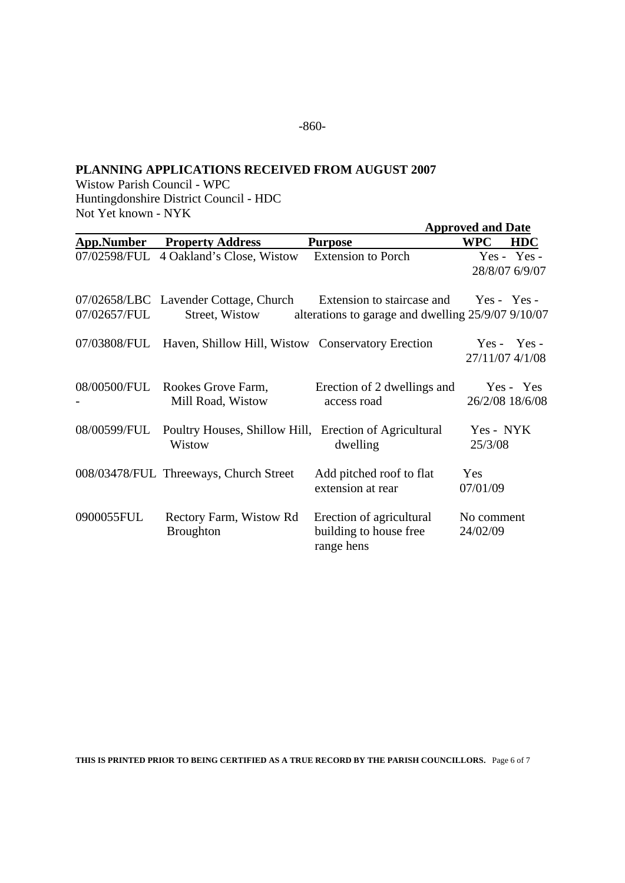-860-

**PLANNING APPLICATIONS RECEIVED FROM AUGUST 2007**

Wistow Parish Council - WPC
Huntingdonshire District Council - HDC
Not Yet known - NYK

| App.Number | Property Address | Purpose | Approved and Date WPC | HDC |
|---|---|---|---|---|
| 07/02598/FUL | 4 Oakland's Close, Wistow | Extension to Porch | Yes - 28/8/07 | Yes - 6/9/07 |
| 07/02658/LBC 07/02657/FUL | Lavender Cottage, Church Street, Wistow | Extension to staircase and alterations to garage and dwelling | Yes - 25/9/07 | Yes - 9/10/07 |
| 07/03808/FUL | Haven, Shillow Hill, Wistow | Conservatory Erection | Yes - 27/11/07 | Yes - 4/1/08 |
| 08/00500/FUL - | Rookes Grove Farm, Mill Road, Wistow | Erection of 2 dwellings and access road | Yes - 26/2/08 | Yes 18/6/08 |
| 08/00599/FUL | Poultry Houses, Shillow Hill, Wistow | Erection of Agricultural dwelling | Yes - 25/3/08 | NYK |
| 008/03478/FUL | Threeways, Church Street | Add pitched roof to flat extension at rear | Yes 07/01/09 | |
| 0900055FUL | Rectory Farm, Wistow Rd Broughton | Erection of agricultural building to house free range hens | No comment 24/02/09 | |

**THIS IS PRINTED PRIOR TO BEING CERTIFIED AS A TRUE RECORD BY THE PARISH COUNCILLORS.**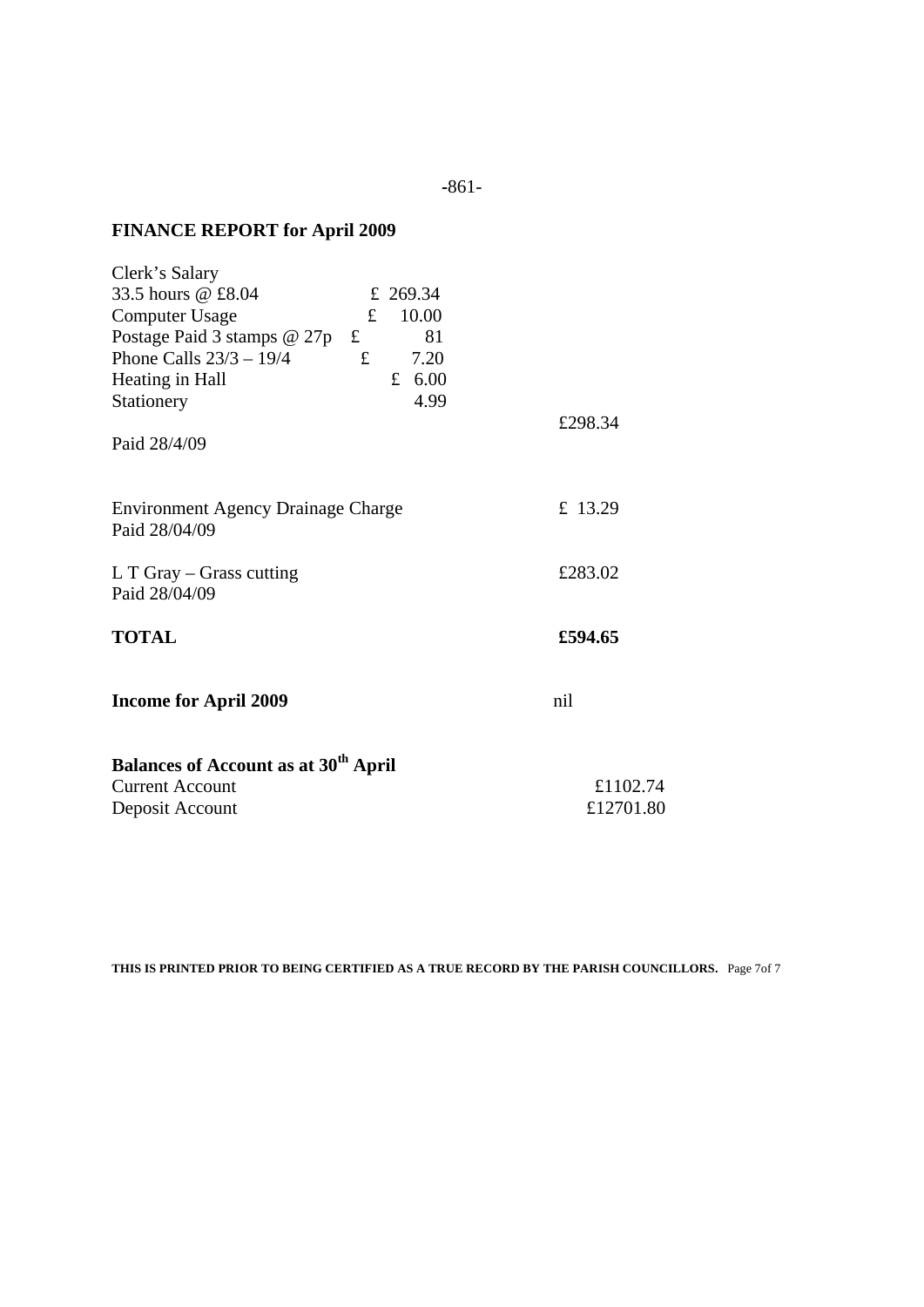## FINANCE REPORT for April 2009

| | | |
|---|---|---|
| Clerk's Salary | | |
| 33.5 hours @ £8.04 | £ 269.34 | |
| Computer Usage | £ 10.00 | |
| Postage Paid 3 stamps @ 27p | £ 81 | |
| Phone Calls 23/3 – 19/4 | £ 7.20 | |
| Heating in Hall | £ 6.00 | |
| Stationery | 4.99 | |
| | | £298.34 |
| Paid 28/4/09 | | |
| | | |
| Environment Agency Drainage Charge | | £ 13.29 |
| Paid 28/04/09 | | |
| | | |
| L T Gray – Grass cutting | | £283.02 |
| Paid 28/04/09 | | |
| | | |
| **TOTAL** | | **£594.65** |

**Income for April 2009** nil

**Balances of Account as at 30th April**

| | |
|---|---|
| Current Account | £1102.74 |
| Deposit Account | £12701.80 |

**THIS IS PRINTED PRIOR TO BEING CERTIFIED AS A TRUE RECORD BY THE PARISH COUNCILLORS.**